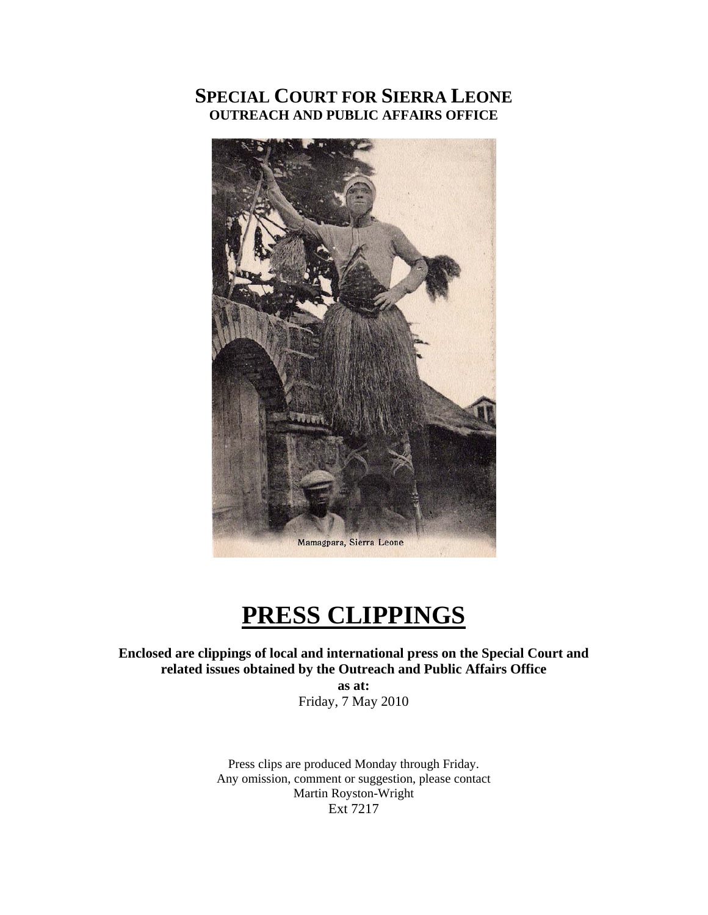# SPECIAL COURT FOR SIERRA LEONE

## OUTREACH AND PUBLIC AFFAIRS OFFICE

Mamagpara, Sierra Leone

# PRESS CLIPPINGS

**Enclosed are clippings of local and international press on the Special Court and related issues obtained by the Outreach and Public Affairs Office**

**as at:**

Friday, 7 May 2010

Press clips are produced Monday through Friday.
Any omission, comment or suggestion, please contact
Martin Royston-Wright
Ext 7217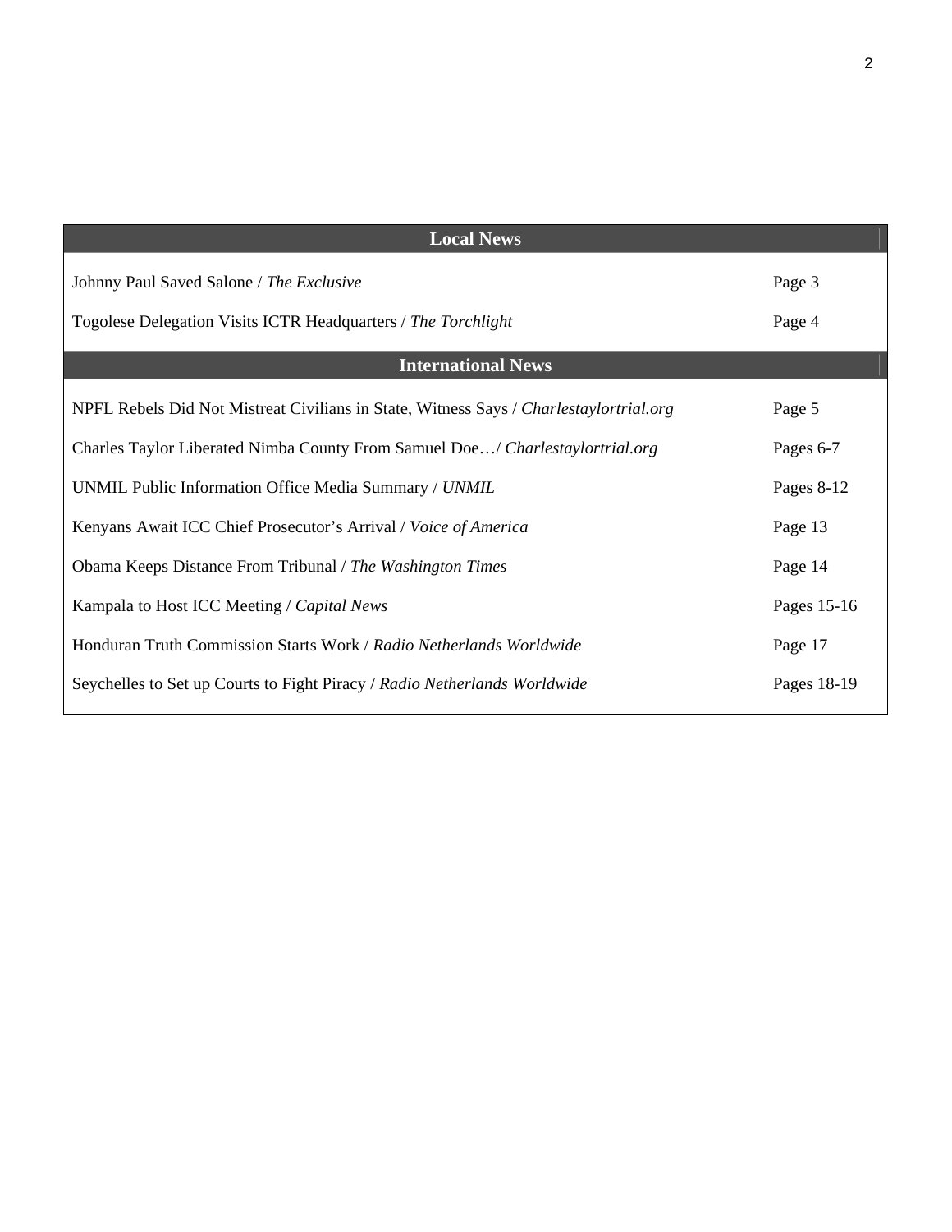| Local News | |
|---|---|
| Johnny Paul Saved Salone / *The Exclusive* | Page 3 |
| Togolese Delegation Visits ICTR Headquarters / *The Torchlight* | Page 4 |
| **International News** | |
| NPFL Rebels Did Not Mistreat Civilians in State, Witness Says / *Charlestaylortrial.org* | Page 5 |
| Charles Taylor Liberated Nimba County From Samuel Doe…/ *Charlestaylortrial.org* | Pages 6-7 |
| UNMIL Public Information Office Media Summary / *UNMIL* | Pages 8-12 |
| Kenyans Await ICC Chief Prosecutor's Arrival / *Voice of America* | Page 13 |
| Obama Keeps Distance From Tribunal / *The Washington Times* | Page 14 |
| Kampala to Host ICC Meeting / *Capital News* | Pages 15-16 |
| Honduran Truth Commission Starts Work / *Radio Netherlands Worldwide* | Page 17 |
| Seychelles to Set up Courts to Fight Piracy / *Radio Netherlands Worldwide* | Pages 18-19 |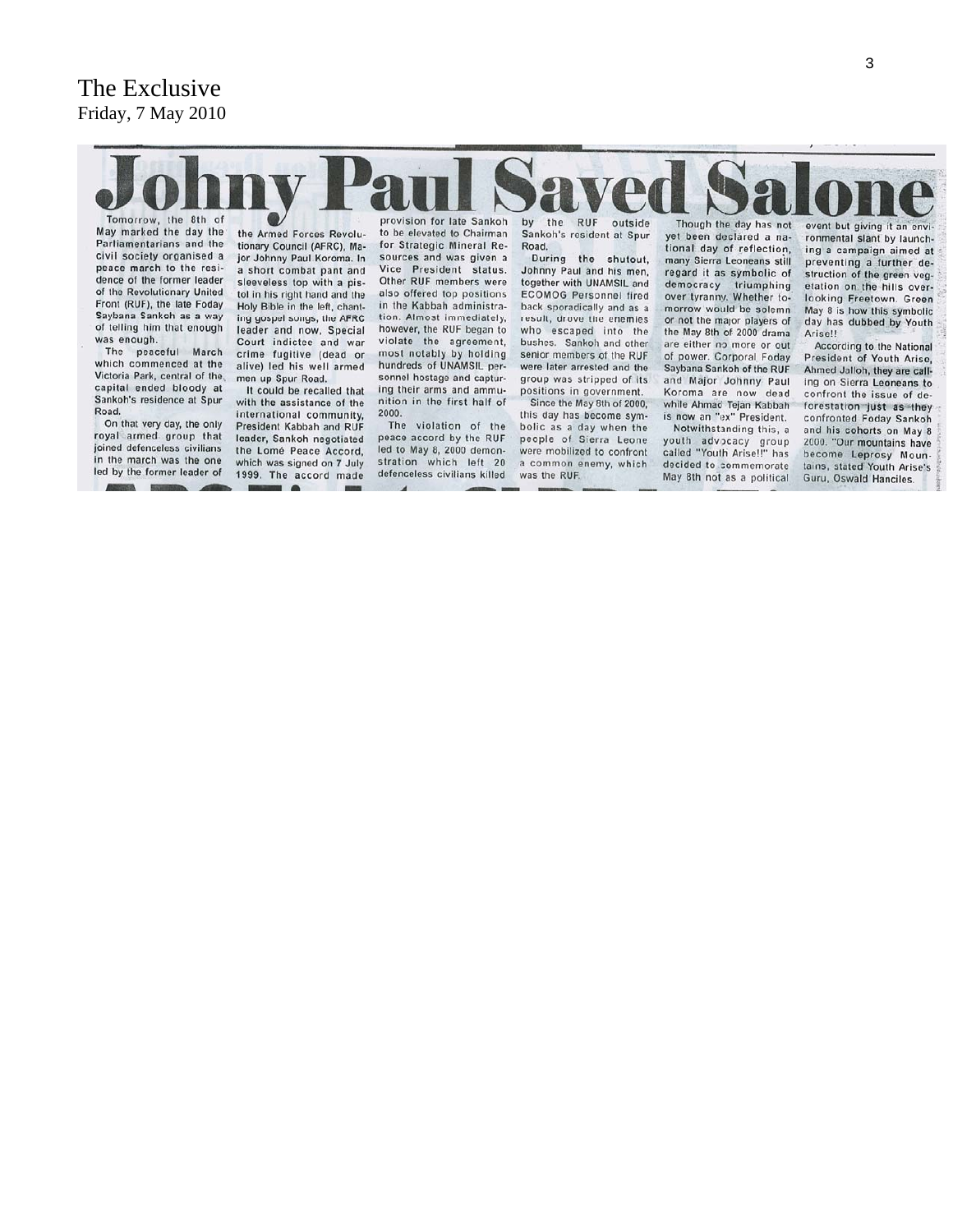The Exclusive
Friday, 7 May 2010

# Johny Paul Saved Salone

Tomorrow, the 8th of May marked the day the Parliamentarians and the civil society organised a peace march to the residence of the former leader of the Revolutionary United Front (RUF), the late Foday Saybana Sankoh as a way of telling him that enough was enough.

The peaceful March which commenced at the Victoria Park, central of the capital ended bloody at Sankoh's residence at Spur Road.

On that very day, the only royal armed group that joined defenceless civilians in the march was the one led by the former leader of the Armed Forces Revolutionary Council (AFRC), Major Johnny Paul Koroma. In a short combat pant and sleeveless top with a pistol in his right hand and the Holy Bible in the left, chanting gospel songs, the AFRC leader and now, Special Court indictee and war crime fugitive (dead or alive) led his well armed men up Spur Road.

It could be recalled that with the assistance of the international community, President Kabbah and RUF leader, Sankoh negotiated the Lomé Peace Accord, which was signed on 7 July 1999. The accord made provision for late Sankoh to be elevated to Chairman for Strategic Mineral Resources and was given a Vice President status. Other RUF members were also offered top positions in the Kabbah administration. Almost immediately, however, the RUF began to violate the agreement, most notably by holding hundreds of UNAMSIL personnel hostage and capturing their arms and ammunition in the first half of 2000.

The violation of the peace accord by the RUF led to May 8, 2000 demonstration which left 20 defenceless civilians killed by the RUF outside Sankoh's resident at Spur Road.

During the shutout, Johnny Paul and his men, together with UNAMSIL and ECOMOG Personnel fired back sporadically and as a result, drove the enemies who escaped into the bushes. Sankoh and other senior members of the RUF were later arrested and the group was stripped of its positions in government.

Since the May 8th of 2000, this day has become symbolic as a day when the people of Sierra Leone were mobilized to confront a common enemy, which was the RUF.

Though the day has not yet been declared a national day of reflection, many Sierra Leoneans still regard it as symbolic of democracy triumphing over tyranny. Whether tomorrow would be solemn or not the major players of the May 8th of 2000 drama are either no more or out of power. Corporal Foday Saybana Sankoh of the RUF and Major Johnny Paul Koroma are now dead while Ahmad Tejan Kabbah is now an "ex" President.

Notwithstanding this, a youth advocacy group called "Youth Arise!!" has decided to commemorate May 8th not as a political event but giving it an environmental slant by launching a campaign aimed at preventing a further destruction of the green vegetation on the hills overlooking Freetown. Green May 8 is how this symbolic day has dubbed by Youth Arise!!

According to the National President of Youth Arise, Ahmed Jalloh, they are calling on Sierra Leoneans to confront the issue of deforestation just as they confronted Foday Sankoh and his cohorts on May 8 2000. "Our mountains have become Leprosy Mountains, stated Youth Arise's Guru, Oswald Hanciles.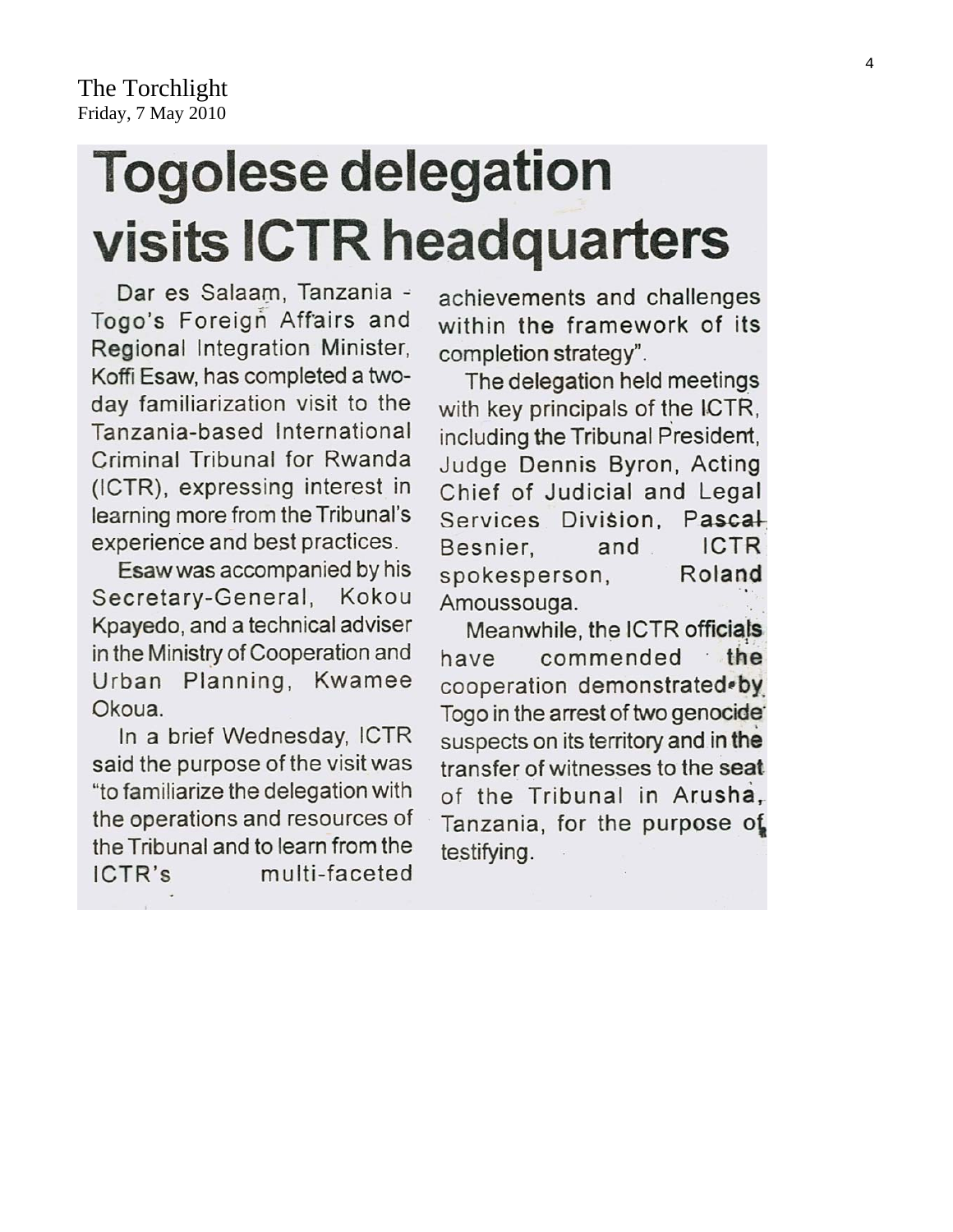The Torchlight
Friday, 7 May 2010

# Togolese delegation visits ICTR headquarters

Dar es Salaam, Tanzania - Togo's Foreign Affairs and Regional Integration Minister, Koffi Esaw, has completed a two-day familiarization visit to the Tanzania-based International Criminal Tribunal for Rwanda (ICTR), expressing interest in learning more from the Tribunal's experience and best practices.

Esaw was accompanied by his Secretary-General, Kokou Kpayedo, and a technical adviser in the Ministry of Cooperation and Urban Planning, Kwamee Okoua.

In a brief Wednesday, ICTR said the purpose of the visit was "to familiarize the delegation with the operations and resources of the Tribunal and to learn from the ICTR's multi-faceted achievements and challenges within the framework of its completion strategy".

The delegation held meetings with key principals of the ICTR, including the Tribunal President, Judge Dennis Byron, Acting Chief of Judicial and Legal Services Division, Pascal Besnier, and ICTR spokesperson, Roland Amoussouga.

Meanwhile, the ICTR officials have commended the cooperation demonstrated by Togo in the arrest of two genocide suspects on its territory and in the transfer of witnesses to the seat of the Tribunal in Arusha, Tanzania, for the purpose of testifying.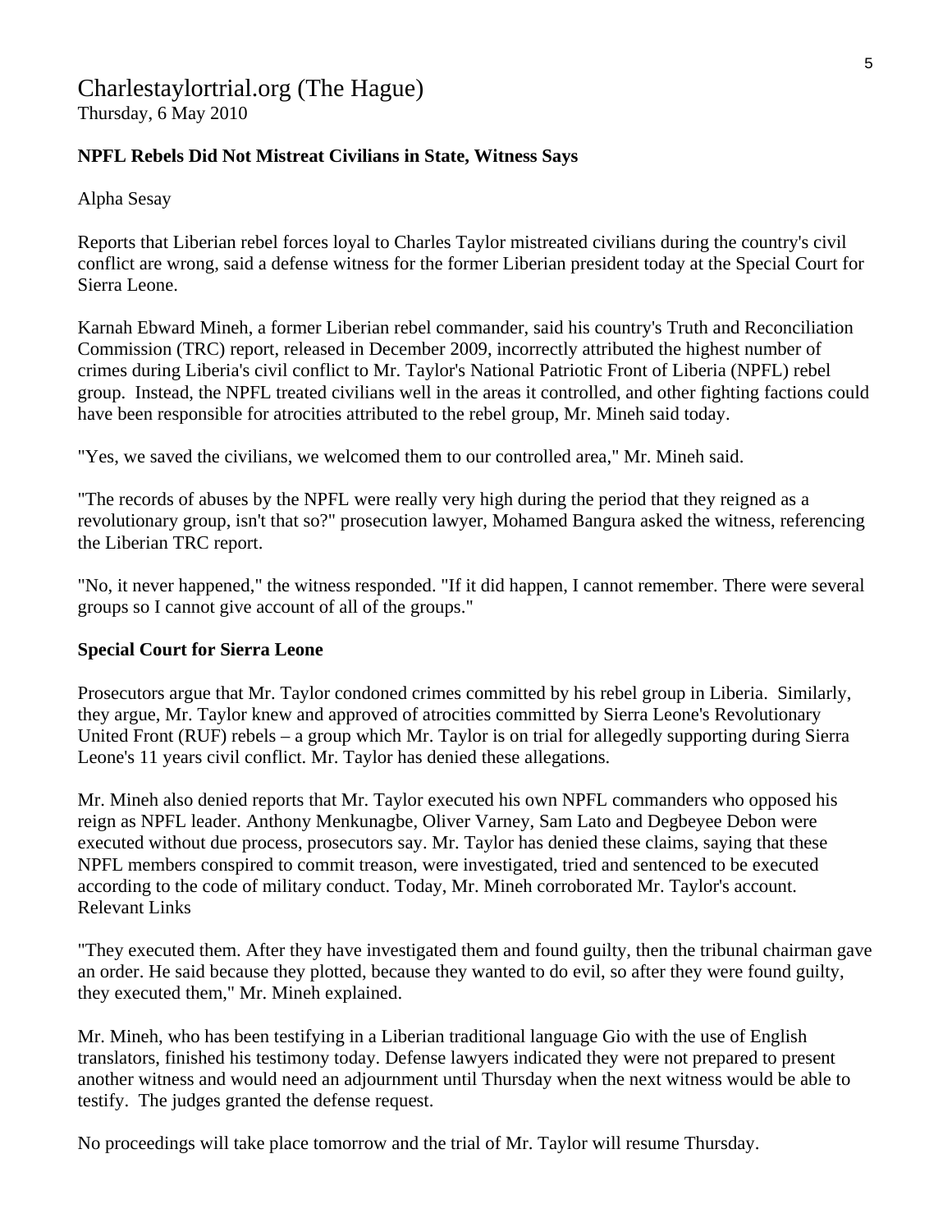## Charlestaylortrial.org (The Hague)

Thursday, 6 May 2010

**NPFL Rebels Did Not Mistreat Civilians in State, Witness Says**

Alpha Sesay

Reports that Liberian rebel forces loyal to Charles Taylor mistreated civilians during the country's civil conflict are wrong, said a defense witness for the former Liberian president today at the Special Court for Sierra Leone.

Karnah Ebward Mineh, a former Liberian rebel commander, said his country's Truth and Reconciliation Commission (TRC) report, released in December 2009, incorrectly attributed the highest number of crimes during Liberia's civil conflict to Mr. Taylor's National Patriotic Front of Liberia (NPFL) rebel group. Instead, the NPFL treated civilians well in the areas it controlled, and other fighting factions could have been responsible for atrocities attributed to the rebel group, Mr. Mineh said today.

"Yes, we saved the civilians, we welcomed them to our controlled area," Mr. Mineh said.

"The records of abuses by the NPFL were really very high during the period that they reigned as a revolutionary group, isn't that so?" prosecution lawyer, Mohamed Bangura asked the witness, referencing the Liberian TRC report.

"No, it never happened," the witness responded. "If it did happen, I cannot remember. There were several groups so I cannot give account of all of the groups."

**Special Court for Sierra Leone**

Prosecutors argue that Mr. Taylor condoned crimes committed by his rebel group in Liberia. Similarly, they argue, Mr. Taylor knew and approved of atrocities committed by Sierra Leone's Revolutionary United Front (RUF) rebels – a group which Mr. Taylor is on trial for allegedly supporting during Sierra Leone's 11 years civil conflict. Mr. Taylor has denied these allegations.

Mr. Mineh also denied reports that Mr. Taylor executed his own NPFL commanders who opposed his reign as NPFL leader. Anthony Menkunagbe, Oliver Varney, Sam Lato and Degbeyee Debon were executed without due process, prosecutors say. Mr. Taylor has denied these claims, saying that these NPFL members conspired to commit treason, were investigated, tried and sentenced to be executed according to the code of military conduct. Today, Mr. Mineh corroborated Mr. Taylor's account. Relevant Links

"They executed them. After they have investigated them and found guilty, then the tribunal chairman gave an order. He said because they plotted, because they wanted to do evil, so after they were found guilty, they executed them," Mr. Mineh explained.

Mr. Mineh, who has been testifying in a Liberian traditional language Gio with the use of English translators, finished his testimony today. Defense lawyers indicated they were not prepared to present another witness and would need an adjournment until Thursday when the next witness would be able to testify. The judges granted the defense request.

No proceedings will take place tomorrow and the trial of Mr. Taylor will resume Thursday.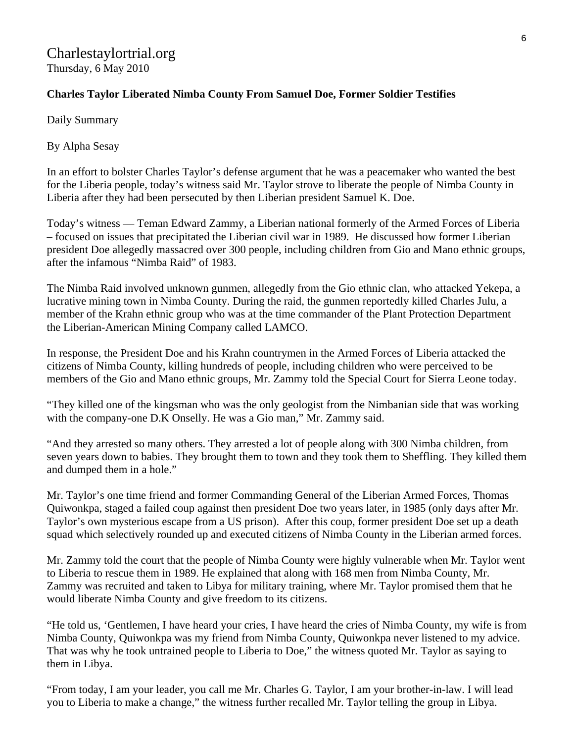Charlestaylortrial.org
Thursday, 6 May 2010

**Charles Taylor Liberated Nimba County From Samuel Doe, Former Soldier Testifies**

Daily Summary

By Alpha Sesay

In an effort to bolster Charles Taylor's defense argument that he was a peacemaker who wanted the best for the Liberia people, today's witness said Mr. Taylor strove to liberate the people of Nimba County in Liberia after they had been persecuted by then Liberian president Samuel K. Doe.

Today's witness — Teman Edward Zammy, a Liberian national formerly of the Armed Forces of Liberia – focused on issues that precipitated the Liberian civil war in 1989. He discussed how former Liberian president Doe allegedly massacred over 300 people, including children from Gio and Mano ethnic groups, after the infamous "Nimba Raid" of 1983.

The Nimba Raid involved unknown gunmen, allegedly from the Gio ethnic clan, who attacked Yekepa, a lucrative mining town in Nimba County. During the raid, the gunmen reportedly killed Charles Julu, a member of the Krahn ethnic group who was at the time commander of the Plant Protection Department the Liberian-American Mining Company called LAMCO.

In response, the President Doe and his Krahn countrymen in the Armed Forces of Liberia attacked the citizens of Nimba County, killing hundreds of people, including children who were perceived to be members of the Gio and Mano ethnic groups, Mr. Zammy told the Special Court for Sierra Leone today.

"They killed one of the kingsman who was the only geologist from the Nimbanian side that was working with the company-one D.K Onselly. He was a Gio man," Mr. Zammy said.

"And they arrested so many others. They arrested a lot of people along with 300 Nimba children, from seven years down to babies. They brought them to town and they took them to Sheffling. They killed them and dumped them in a hole."

Mr. Taylor's one time friend and former Commanding General of the Liberian Armed Forces, Thomas Quiwonkpa, staged a failed coup against then president Doe two years later, in 1985 (only days after Mr. Taylor's own mysterious escape from a US prison). After this coup, former president Doe set up a death squad which selectively rounded up and executed citizens of Nimba County in the Liberian armed forces.

Mr. Zammy told the court that the people of Nimba County were highly vulnerable when Mr. Taylor went to Liberia to rescue them in 1989. He explained that along with 168 men from Nimba County, Mr. Zammy was recruited and taken to Libya for military training, where Mr. Taylor promised them that he would liberate Nimba County and give freedom to its citizens.

"He told us, 'Gentlemen, I have heard your cries, I have heard the cries of Nimba County, my wife is from Nimba County, Quiwonkpa was my friend from Nimba County, Quiwonkpa never listened to my advice. That was why he took untrained people to Liberia to Doe," the witness quoted Mr. Taylor as saying to them in Libya.

"From today, I am your leader, you call me Mr. Charles G. Taylor, I am your brother-in-law. I will lead you to Liberia to make a change," the witness further recalled Mr. Taylor telling the group in Libya.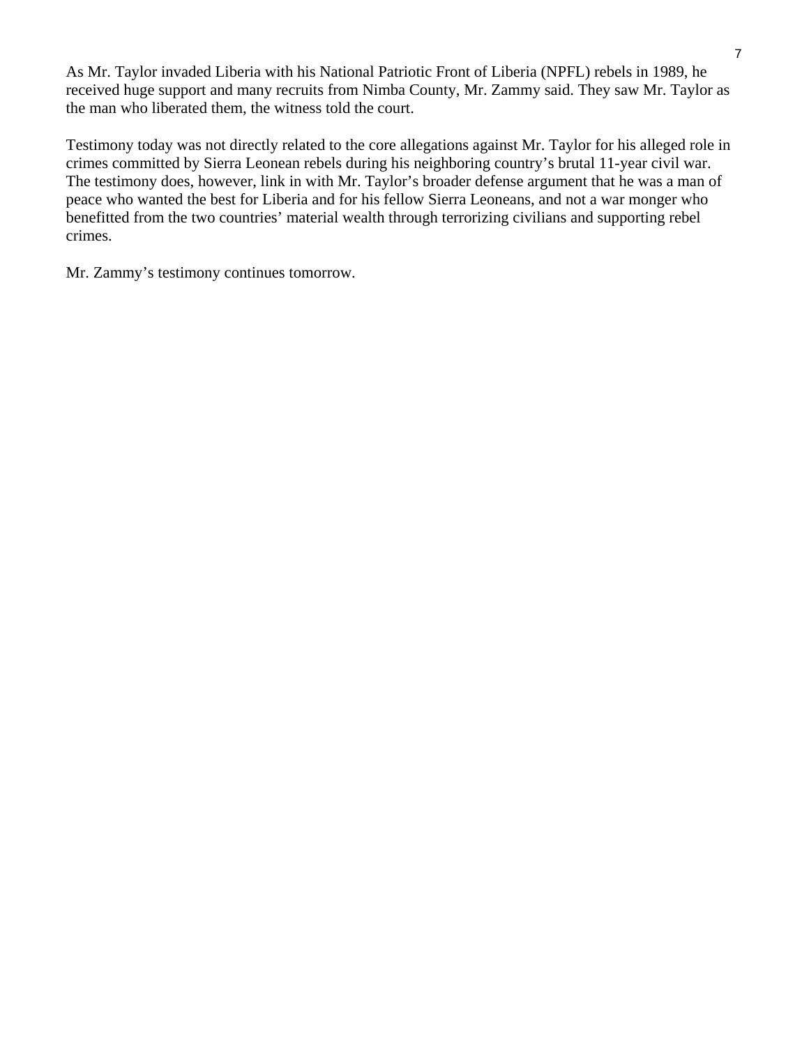As Mr. Taylor invaded Liberia with his National Patriotic Front of Liberia (NPFL) rebels in 1989, he received huge support and many recruits from Nimba County, Mr. Zammy said. They saw Mr. Taylor as the man who liberated them, the witness told the court.

Testimony today was not directly related to the core allegations against Mr. Taylor for his alleged role in crimes committed by Sierra Leonean rebels during his neighboring country's brutal 11-year civil war. The testimony does, however, link in with Mr. Taylor's broader defense argument that he was a man of peace who wanted the best for Liberia and for his fellow Sierra Leoneans, and not a war monger who benefitted from the two countries' material wealth through terrorizing civilians and supporting rebel crimes.

Mr. Zammy's testimony continues tomorrow.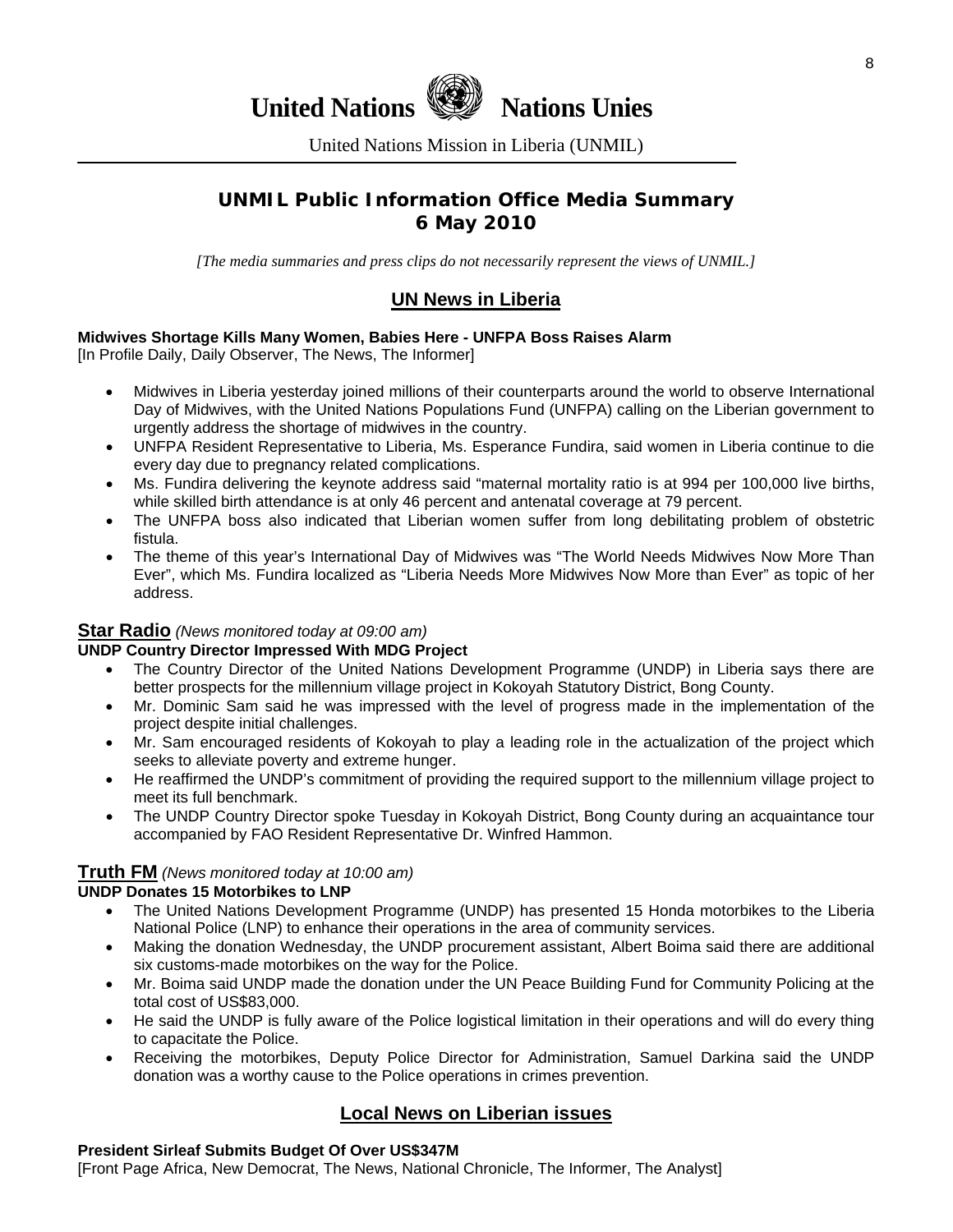# United Nations Nations Unies

United Nations Mission in Liberia (UNMIL)

## UNMIL Public Information Office Media Summary
## 6 May 2010

*[The media summaries and press clips do not necessarily represent the views of UNMIL.]*

## UN News in Liberia

**Midwives Shortage Kills Many Women, Babies Here - UNFPA Boss Raises Alarm**
[In Profile Daily, Daily Observer, The News, The Informer]

- Midwives in Liberia yesterday joined millions of their counterparts around the world to observe International Day of Midwives, with the United Nations Populations Fund (UNFPA) calling on the Liberian government to urgently address the shortage of midwives in the country.
- UNFPA Resident Representative to Liberia, Ms. Esperance Fundira, said women in Liberia continue to die every day due to pregnancy related complications.
- Ms. Fundira delivering the keynote address said "maternal mortality ratio is at 994 per 100,000 live births, while skilled birth attendance is at only 46 percent and antenatal coverage at 79 percent.
- The UNFPA boss also indicated that Liberian women suffer from long debilitating problem of obstetric fistula.
- The theme of this year's International Day of Midwives was "The World Needs Midwives Now More Than Ever", which Ms. Fundira localized as "Liberia Needs More Midwives Now More than Ever" as topic of her address.

### Star Radio *(News monitored today at 09:00 am)*

**UNDP Country Director Impressed With MDG Project**

- The Country Director of the United Nations Development Programme (UNDP) in Liberia says there are better prospects for the millennium village project in Kokoyah Statutory District, Bong County.
- Mr. Dominic Sam said he was impressed with the level of progress made in the implementation of the project despite initial challenges.
- Mr. Sam encouraged residents of Kokoyah to play a leading role in the actualization of the project which seeks to alleviate poverty and extreme hunger.
- He reaffirmed the UNDP's commitment of providing the required support to the millennium village project to meet its full benchmark.
- The UNDP Country Director spoke Tuesday in Kokoyah District, Bong County during an acquaintance tour accompanied by FAO Resident Representative Dr. Winfred Hammon.

### Truth FM *(News monitored today at 10:00 am)*

**UNDP Donates 15 Motorbikes to LNP**

- The United Nations Development Programme (UNDP) has presented 15 Honda motorbikes to the Liberia National Police (LNP) to enhance their operations in the area of community services.
- Making the donation Wednesday, the UNDP procurement assistant, Albert Boima said there are additional six customs-made motorbikes on the way for the Police.
- Mr. Boima said UNDP made the donation under the UN Peace Building Fund for Community Policing at the total cost of US$83,000.
- He said the UNDP is fully aware of the Police logistical limitation in their operations and will do every thing to capacitate the Police.
- Receiving the motorbikes, Deputy Police Director for Administration, Samuel Darkina said the UNDP donation was a worthy cause to the Police operations in crimes prevention.

## Local News on Liberian issues

**President Sirleaf Submits Budget Of Over US$347M**
[Front Page Africa, New Democrat, The News, National Chronicle, The Informer, The Analyst]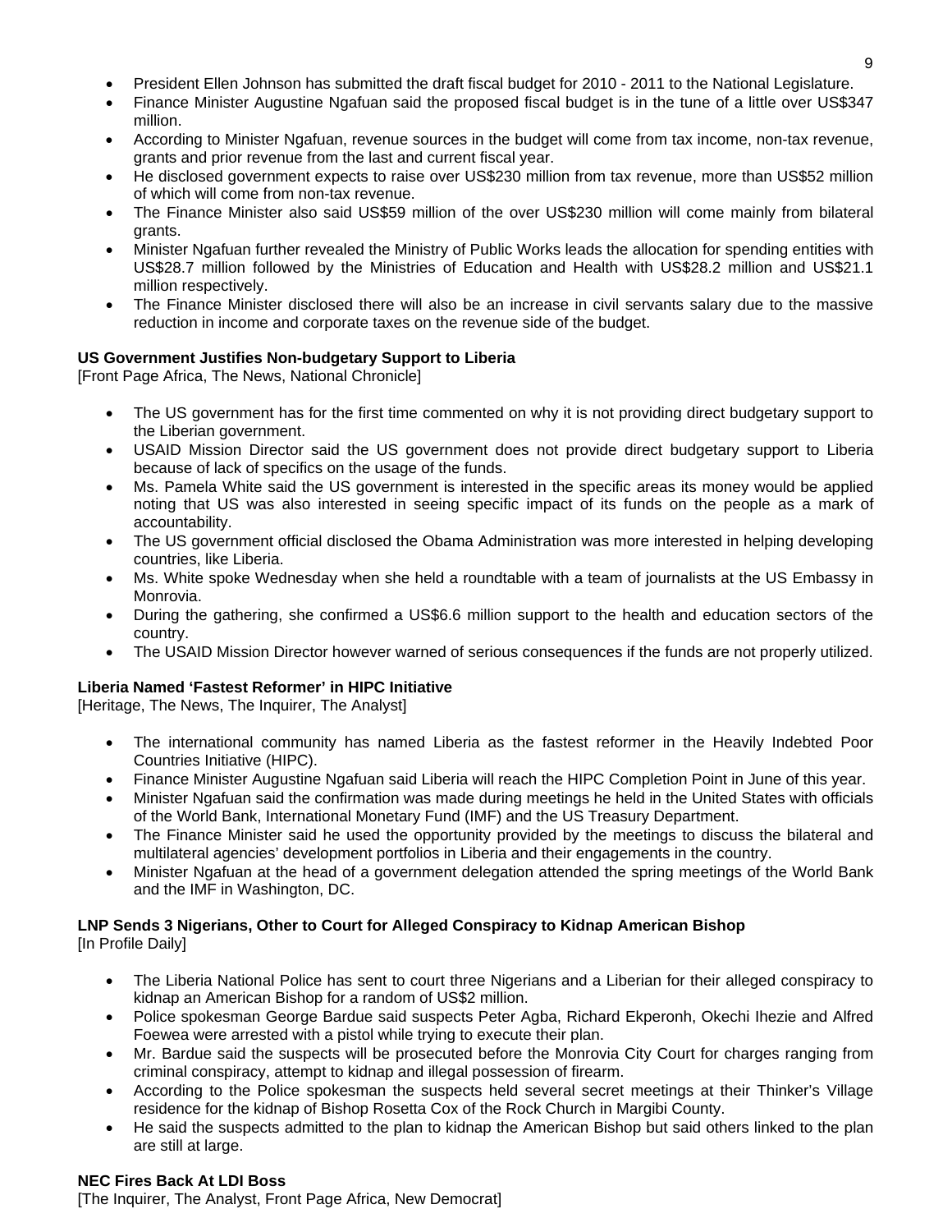- President Ellen Johnson has submitted the draft fiscal budget for 2010 - 2011 to the National Legislature.
- Finance Minister Augustine Ngafuan said the proposed fiscal budget is in the tune of a little over US$347 million.
- According to Minister Ngafuan, revenue sources in the budget will come from tax income, non-tax revenue, grants and prior revenue from the last and current fiscal year.
- He disclosed government expects to raise over US$230 million from tax revenue, more than US$52 million of which will come from non-tax revenue.
- The Finance Minister also said US$59 million of the over US$230 million will come mainly from bilateral grants.
- Minister Ngafuan further revealed the Ministry of Public Works leads the allocation for spending entities with US$28.7 million followed by the Ministries of Education and Health with US$28.2 million and US$21.1 million respectively.
- The Finance Minister disclosed there will also be an increase in civil servants salary due to the massive reduction in income and corporate taxes on the revenue side of the budget.

**US Government Justifies Non-budgetary Support to Liberia**
[Front Page Africa, The News, National Chronicle]

- The US government has for the first time commented on why it is not providing direct budgetary support to the Liberian government.
- USAID Mission Director said the US government does not provide direct budgetary support to Liberia because of lack of specifics on the usage of the funds.
- Ms. Pamela White said the US government is interested in the specific areas its money would be applied noting that US was also interested in seeing specific impact of its funds on the people as a mark of accountability.
- The US government official disclosed the Obama Administration was more interested in helping developing countries, like Liberia.
- Ms. White spoke Wednesday when she held a roundtable with a team of journalists at the US Embassy in Monrovia.
- During the gathering, she confirmed a US$6.6 million support to the health and education sectors of the country.
- The USAID Mission Director however warned of serious consequences if the funds are not properly utilized.

**Liberia Named 'Fastest Reformer' in HIPC Initiative**
[Heritage, The News, The Inquirer, The Analyst]

- The international community has named Liberia as the fastest reformer in the Heavily Indebted Poor Countries Initiative (HIPC).
- Finance Minister Augustine Ngafuan said Liberia will reach the HIPC Completion Point in June of this year.
- Minister Ngafuan said the confirmation was made during meetings he held in the United States with officials of the World Bank, International Monetary Fund (IMF) and the US Treasury Department.
- The Finance Minister said he used the opportunity provided by the meetings to discuss the bilateral and multilateral agencies' development portfolios in Liberia and their engagements in the country.
- Minister Ngafuan at the head of a government delegation attended the spring meetings of the World Bank and the IMF in Washington, DC.

**LNP Sends 3 Nigerians, Other to Court for Alleged Conspiracy to Kidnap American Bishop**
[In Profile Daily]

- The Liberia National Police has sent to court three Nigerians and a Liberian for their alleged conspiracy to kidnap an American Bishop for a random of US$2 million.
- Police spokesman George Bardue said suspects Peter Agba, Richard Ekperonh, Okechi Ihezie and Alfred Foewea were arrested with a pistol while trying to execute their plan.
- Mr. Bardue said the suspects will be prosecuted before the Monrovia City Court for charges ranging from criminal conspiracy, attempt to kidnap and illegal possession of firearm.
- According to the Police spokesman the suspects held several secret meetings at their Thinker's Village residence for the kidnap of Bishop Rosetta Cox of the Rock Church in Margibi County.
- He said the suspects admitted to the plan to kidnap the American Bishop but said others linked to the plan are still at large.

**NEC Fires Back At LDI Boss**
[The Inquirer, The Analyst, Front Page Africa, New Democrat]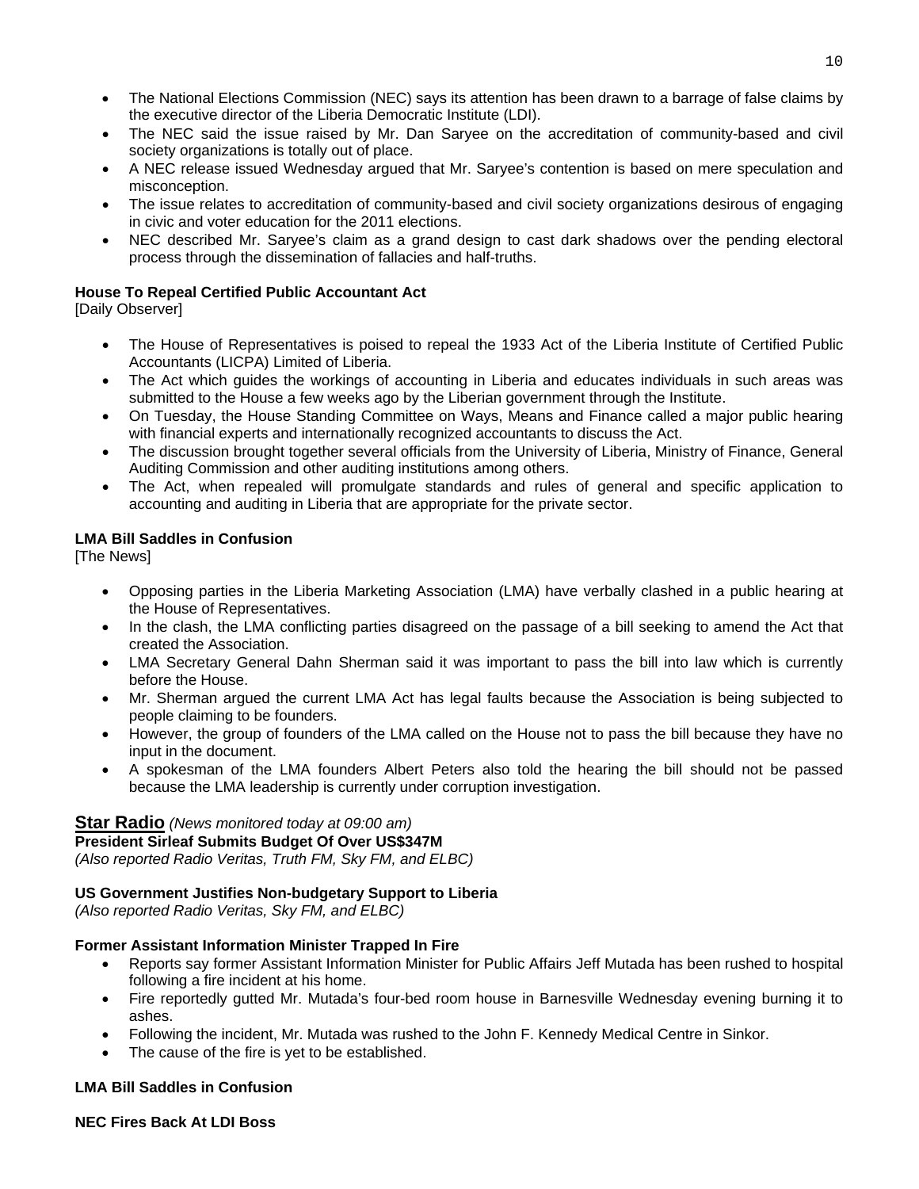- The National Elections Commission (NEC) says its attention has been drawn to a barrage of false claims by the executive director of the Liberia Democratic Institute (LDI).
- The NEC said the issue raised by Mr. Dan Saryee on the accreditation of community-based and civil society organizations is totally out of place.
- A NEC release issued Wednesday argued that Mr. Saryee's contention is based on mere speculation and misconception.
- The issue relates to accreditation of community-based and civil society organizations desirous of engaging in civic and voter education for the 2011 elections.
- NEC described Mr. Saryee's claim as a grand design to cast dark shadows over the pending electoral process through the dissemination of fallacies and half-truths.

**House To Repeal Certified Public Accountant Act**
[Daily Observer]

- The House of Representatives is poised to repeal the 1933 Act of the Liberia Institute of Certified Public Accountants (LICPA) Limited of Liberia.
- The Act which guides the workings of accounting in Liberia and educates individuals in such areas was submitted to the House a few weeks ago by the Liberian government through the Institute.
- On Tuesday, the House Standing Committee on Ways, Means and Finance called a major public hearing with financial experts and internationally recognized accountants to discuss the Act.
- The discussion brought together several officials from the University of Liberia, Ministry of Finance, General Auditing Commission and other auditing institutions among others.
- The Act, when repealed will promulgate standards and rules of general and specific application to accounting and auditing in Liberia that are appropriate for the private sector.

**LMA Bill Saddles in Confusion**
[The News]

- Opposing parties in the Liberia Marketing Association (LMA) have verbally clashed in a public hearing at the House of Representatives.
- In the clash, the LMA conflicting parties disagreed on the passage of a bill seeking to amend the Act that created the Association.
- LMA Secretary General Dahn Sherman said it was important to pass the bill into law which is currently before the House.
- Mr. Sherman argued the current LMA Act has legal faults because the Association is being subjected to people claiming to be founders.
- However, the group of founders of the LMA called on the House not to pass the bill because they have no input in the document.
- A spokesman of the LMA founders Albert Peters also told the hearing the bill should not be passed because the LMA leadership is currently under corruption investigation.

**Star Radio** *(News monitored today at 09:00 am)*

**President Sirleaf Submits Budget Of Over US$347M**
*(Also reported Radio Veritas, Truth FM, Sky FM, and ELBC)*

**US Government Justifies Non-budgetary Support to Liberia**
*(Also reported Radio Veritas, Sky FM, and ELBC)*

**Former Assistant Information Minister Trapped In Fire**

- Reports say former Assistant Information Minister for Public Affairs Jeff Mutada has been rushed to hospital following a fire incident at his home.
- Fire reportedly gutted Mr. Mutada's four-bed room house in Barnesville Wednesday evening burning it to ashes.
- Following the incident, Mr. Mutada was rushed to the John F. Kennedy Medical Centre in Sinkor.
- The cause of the fire is yet to be established.

**LMA Bill Saddles in Confusion**

**NEC Fires Back At LDI Boss**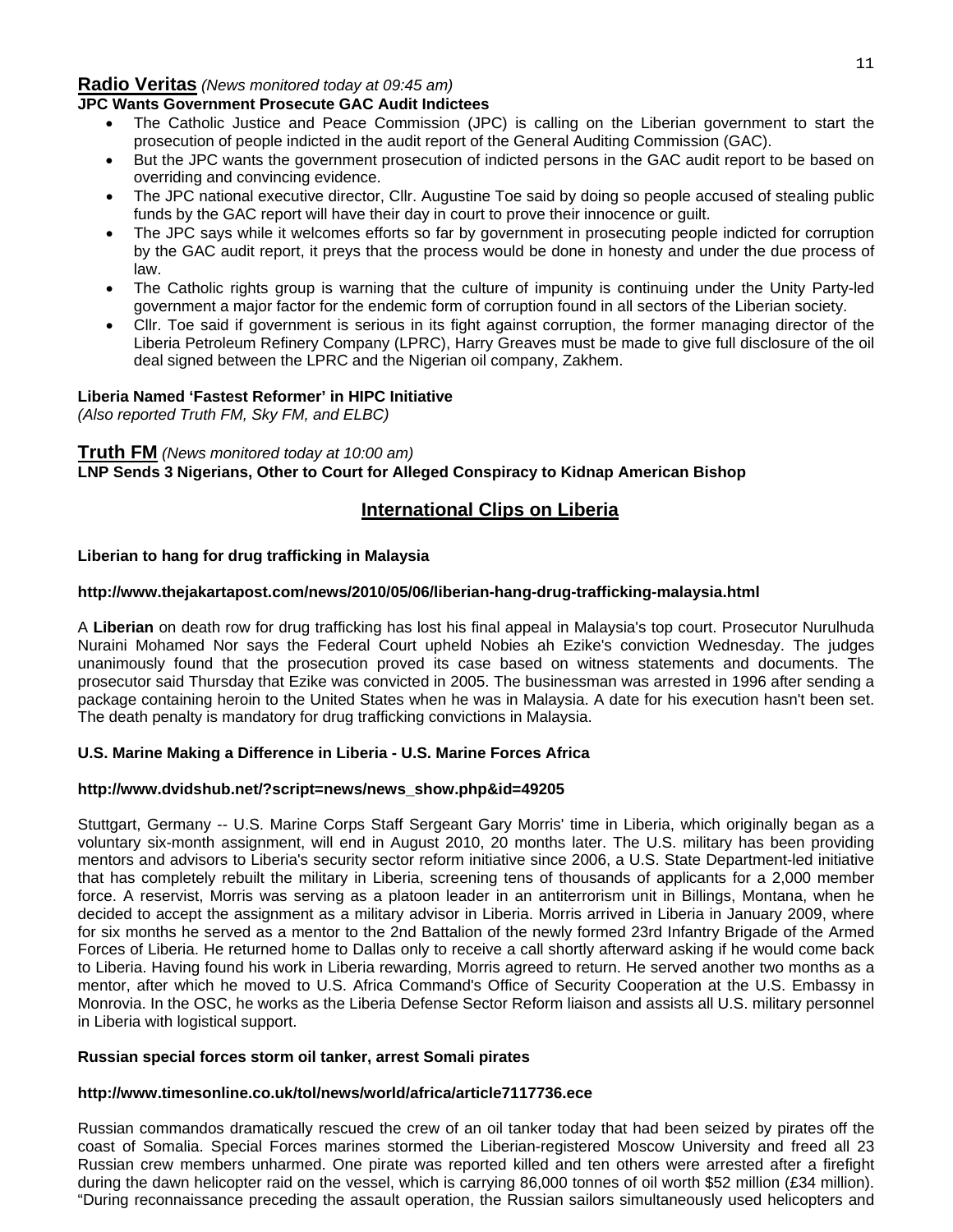## Radio Veritas *(News monitored today at 09:45 am)*

**JPC Wants Government Prosecute GAC Audit Indictees**

- The Catholic Justice and Peace Commission (JPC) is calling on the Liberian government to start the prosecution of people indicted in the audit report of the General Auditing Commission (GAC).
- But the JPC wants the government prosecution of indicted persons in the GAC audit report to be based on overriding and convincing evidence.
- The JPC national executive director, Cllr. Augustine Toe said by doing so people accused of stealing public funds by the GAC report will have their day in court to prove their innocence or guilt.
- The JPC says while it welcomes efforts so far by government in prosecuting people indicted for corruption by the GAC audit report, it preys that the process would be done in honesty and under the due process of law.
- The Catholic rights group is warning that the culture of impunity is continuing under the Unity Party-led government a major factor for the endemic form of corruption found in all sectors of the Liberian society.
- Cllr. Toe said if government is serious in its fight against corruption, the former managing director of the Liberia Petroleum Refinery Company (LPRC), Harry Greaves must be made to give full disclosure of the oil deal signed between the LPRC and the Nigerian oil company, Zakhem.

**Liberia Named 'Fastest Reformer' in HIPC Initiative**
*(Also reported Truth FM, Sky FM, and ELBC)*

## Truth FM *(News monitored today at 10:00 am)*

**LNP Sends 3 Nigerians, Other to Court for Alleged Conspiracy to Kidnap American Bishop**

# International Clips on Liberia

**Liberian to hang for drug trafficking in Malaysia**

**http://www.thejakartapost.com/news/2010/05/06/liberian-hang-drug-trafficking-malaysia.html**

A **Liberian** on death row for drug trafficking has lost his final appeal in Malaysia's top court. Prosecutor Nurulhuda Nuraini Mohamed Nor says the Federal Court upheld Nobies ah Ezike's conviction Wednesday. The judges unanimously found that the prosecution proved its case based on witness statements and documents. The prosecutor said Thursday that Ezike was convicted in 2005. The businessman was arrested in 1996 after sending a package containing heroin to the United States when he was in Malaysia. A date for his execution hasn't been set. The death penalty is mandatory for drug trafficking convictions in Malaysia.

**U.S. Marine Making a Difference in Liberia - U.S. Marine Forces Africa**

**http://www.dvidshub.net/?script=news/news_show.php&id=49205**

Stuttgart, Germany -- U.S. Marine Corps Staff Sergeant Gary Morris' time in Liberia, which originally began as a voluntary six-month assignment, will end in August 2010, 20 months later. The U.S. military has been providing mentors and advisors to Liberia's security sector reform initiative since 2006, a U.S. State Department-led initiative that has completely rebuilt the military in Liberia, screening tens of thousands of applicants for a 2,000 member force. A reservist, Morris was serving as a platoon leader in an antiterrorism unit in Billings, Montana, when he decided to accept the assignment as a military advisor in Liberia. Morris arrived in Liberia in January 2009, where for six months he served as a mentor to the 2nd Battalion of the newly formed 23rd Infantry Brigade of the Armed Forces of Liberia. He returned home to Dallas only to receive a call shortly afterward asking if he would come back to Liberia. Having found his work in Liberia rewarding, Morris agreed to return. He served another two months as a mentor, after which he moved to U.S. Africa Command's Office of Security Cooperation at the U.S. Embassy in Monrovia. In the OSC, he works as the Liberia Defense Sector Reform liaison and assists all U.S. military personnel in Liberia with logistical support.

**Russian special forces storm oil tanker, arrest Somali pirates**

**http://www.timesonline.co.uk/tol/news/world/africa/article7117736.ece**

Russian commandos dramatically rescued the crew of an oil tanker today that had been seized by pirates off the coast of Somalia. Special Forces marines stormed the Liberian-registered Moscow University and freed all 23 Russian crew members unharmed. One pirate was reported killed and ten others were arrested after a firefight during the dawn helicopter raid on the vessel, which is carrying 86,000 tonnes of oil worth \$52 million (£34 million). "During reconnaissance preceding the assault operation, the Russian sailors simultaneously used helicopters and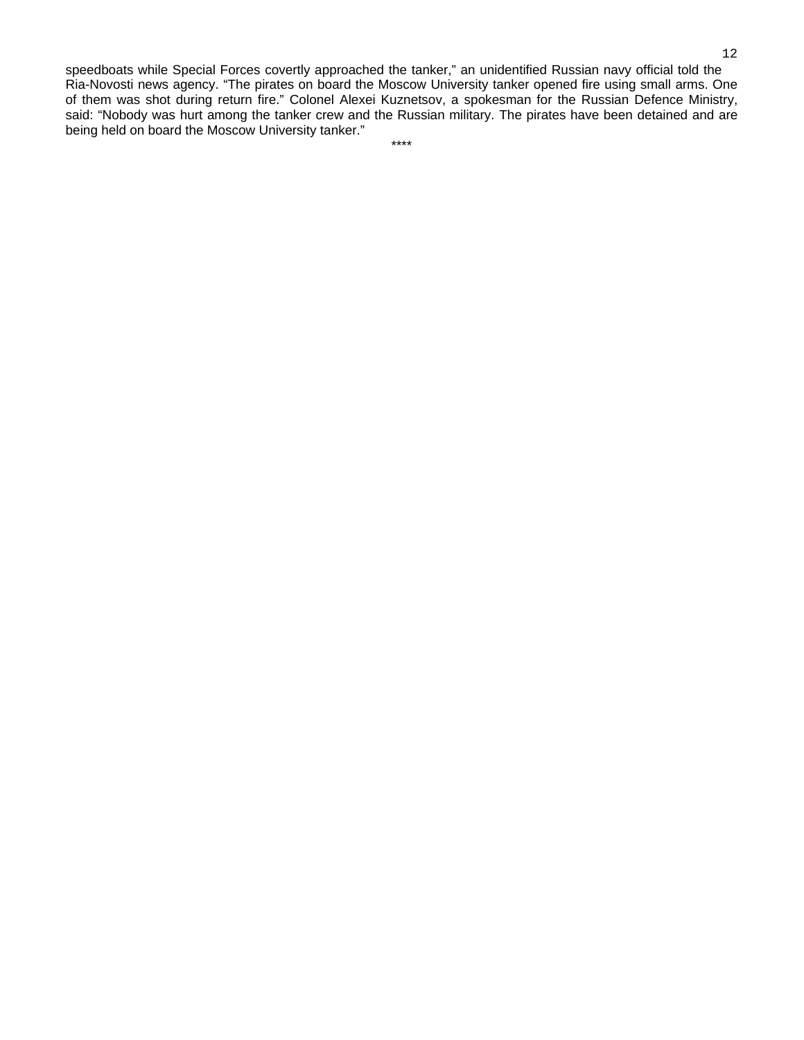speedboats while Special Forces covertly approached the tanker," an unidentified Russian navy official told the Ria-Novosti news agency. "The pirates on board the Moscow University tanker opened fire using small arms. One of them was shot during return fire." Colonel Alexei Kuznetsov, a spokesman for the Russian Defence Ministry, said: "Nobody was hurt among the tanker crew and the Russian military. The pirates have been detained and are being held on board the Moscow University tanker."

****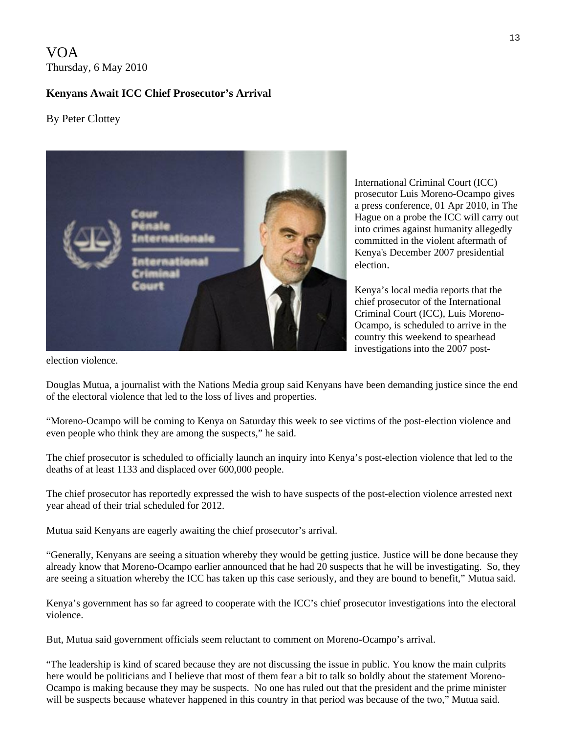VOA
Thursday, 6 May 2010

**Kenyans Await ICC Chief Prosecutor's Arrival**

By Peter Clottey

International Criminal Court (ICC) prosecutor Luis Moreno-Ocampo gives a press conference, 01 Apr 2010, in The Hague on a probe the ICC will carry out into crimes against humanity allegedly committed in the violent aftermath of Kenya's December 2007 presidential election.

Kenya's local media reports that the chief prosecutor of the International Criminal Court (ICC), Luis Moreno-Ocampo, is scheduled to arrive in the country this weekend to spearhead investigations into the 2007 post-election violence.

Douglas Mutua, a journalist with the Nations Media group said Kenyans have been demanding justice since the end of the electoral violence that led to the loss of lives and properties.

"Moreno-Ocampo will be coming to Kenya on Saturday this week to see victims of the post-election violence and even people who think they are among the suspects," he said.

The chief prosecutor is scheduled to officially launch an inquiry into Kenya's post-election violence that led to the deaths of at least 1133 and displaced over 600,000 people.

The chief prosecutor has reportedly expressed the wish to have suspects of the post-election violence arrested next year ahead of their trial scheduled for 2012.

Mutua said Kenyans are eagerly awaiting the chief prosecutor's arrival.

"Generally, Kenyans are seeing a situation whereby they would be getting justice. Justice will be done because they already know that Moreno-Ocampo earlier announced that he had 20 suspects that he will be investigating. So, they are seeing a situation whereby the ICC has taken up this case seriously, and they are bound to benefit," Mutua said.

Kenya's government has so far agreed to cooperate with the ICC's chief prosecutor investigations into the electoral violence.

But, Mutua said government officials seem reluctant to comment on Moreno-Ocampo's arrival.

"The leadership is kind of scared because they are not discussing the issue in public. You know the main culprits here would be politicians and I believe that most of them fear a bit to talk so boldly about the statement Moreno-Ocampo is making because they may be suspects. No one has ruled out that the president and the prime minister will be suspects because whatever happened in this country in that period was because of the two," Mutua said.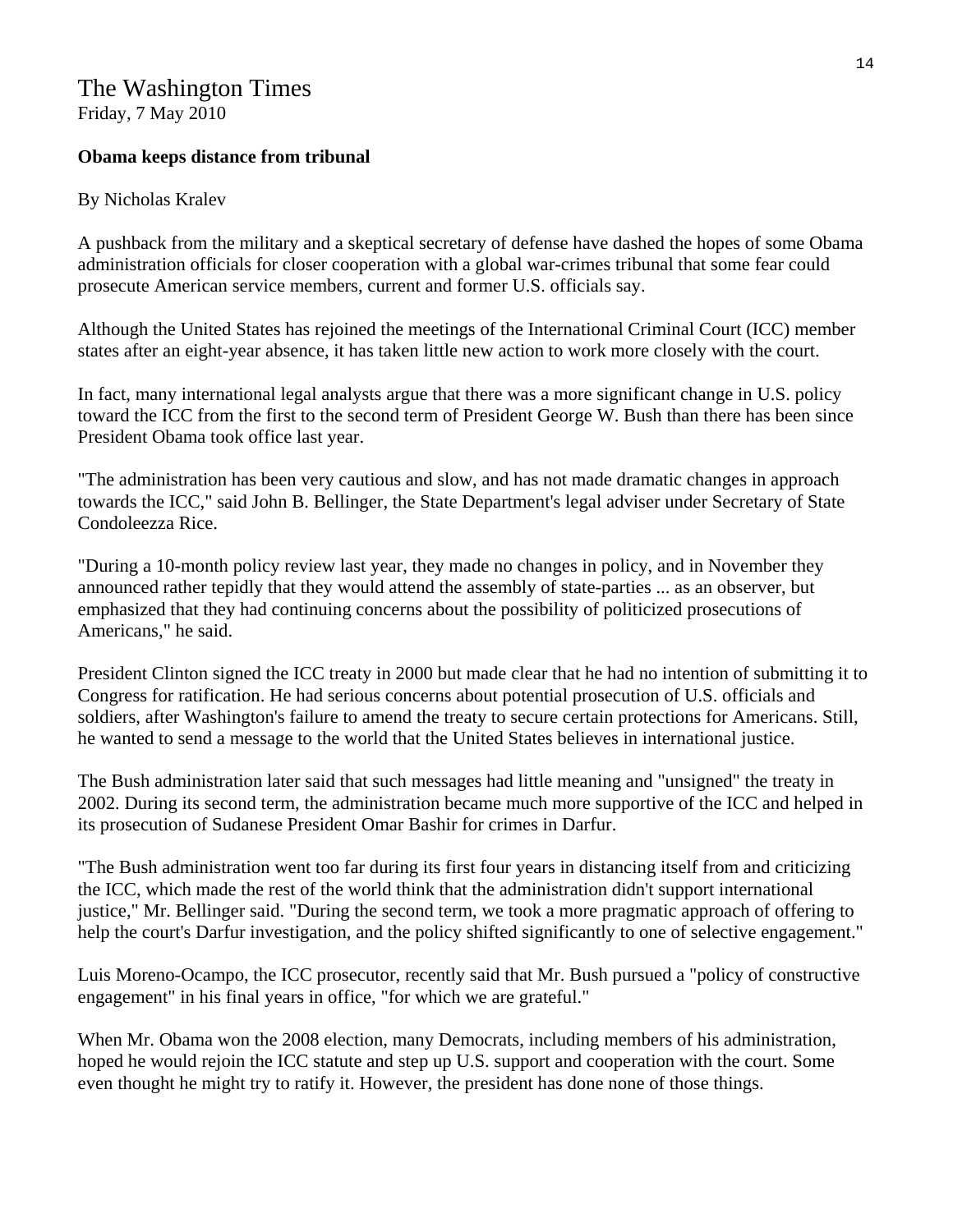# The Washington Times

Friday, 7 May 2010

**Obama keeps distance from tribunal**

By Nicholas Kralev

A pushback from the military and a skeptical secretary of defense have dashed the hopes of some Obama administration officials for closer cooperation with a global war-crimes tribunal that some fear could prosecute American service members, current and former U.S. officials say.

Although the United States has rejoined the meetings of the International Criminal Court (ICC) member states after an eight-year absence, it has taken little new action to work more closely with the court.

In fact, many international legal analysts argue that there was a more significant change in U.S. policy toward the ICC from the first to the second term of President George W. Bush than there has been since President Obama took office last year.

"The administration has been very cautious and slow, and has not made dramatic changes in approach towards the ICC," said John B. Bellinger, the State Department's legal adviser under Secretary of State Condoleezza Rice.

"During a 10-month policy review last year, they made no changes in policy, and in November they announced rather tepidly that they would attend the assembly of state-parties ... as an observer, but emphasized that they had continuing concerns about the possibility of politicized prosecutions of Americans," he said.

President Clinton signed the ICC treaty in 2000 but made clear that he had no intention of submitting it to Congress for ratification. He had serious concerns about potential prosecution of U.S. officials and soldiers, after Washington's failure to amend the treaty to secure certain protections for Americans. Still, he wanted to send a message to the world that the United States believes in international justice.

The Bush administration later said that such messages had little meaning and "unsigned" the treaty in 2002. During its second term, the administration became much more supportive of the ICC and helped in its prosecution of Sudanese President Omar Bashir for crimes in Darfur.

"The Bush administration went too far during its first four years in distancing itself from and criticizing the ICC, which made the rest of the world think that the administration didn't support international justice," Mr. Bellinger said. "During the second term, we took a more pragmatic approach of offering to help the court's Darfur investigation, and the policy shifted significantly to one of selective engagement."

Luis Moreno-Ocampo, the ICC prosecutor, recently said that Mr. Bush pursued a "policy of constructive engagement" in his final years in office, "for which we are grateful."

When Mr. Obama won the 2008 election, many Democrats, including members of his administration, hoped he would rejoin the ICC statute and step up U.S. support and cooperation with the court. Some even thought he might try to ratify it. However, the president has done none of those things.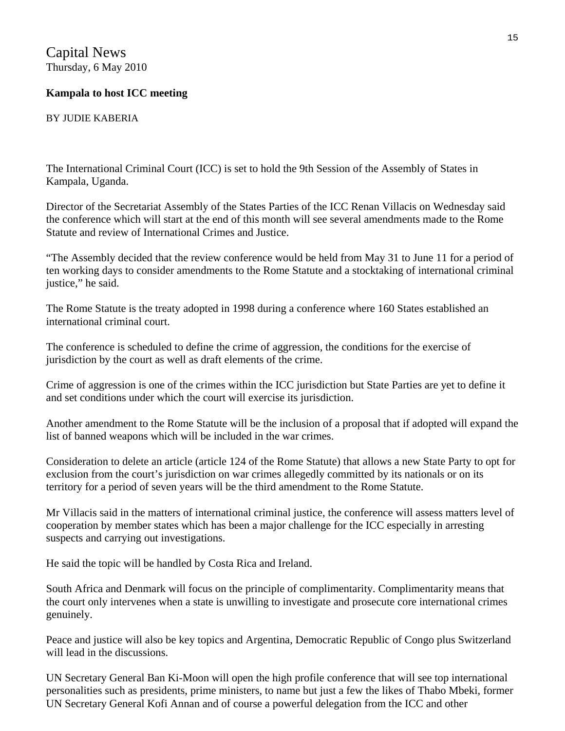Capital News
Thursday, 6 May 2010

**Kampala to host ICC meeting**

BY JUDIE KABERIA

The International Criminal Court (ICC) is set to hold the 9th Session of the Assembly of States in Kampala, Uganda.

Director of the Secretariat Assembly of the States Parties of the ICC Renan Villacis on Wednesday said the conference which will start at the end of this month will see several amendments made to the Rome Statute and review of International Crimes and Justice.

"The Assembly decided that the review conference would be held from May 31 to June 11 for a period of ten working days to consider amendments to the Rome Statute and a stocktaking of international criminal justice," he said.

The Rome Statute is the treaty adopted in 1998 during a conference where 160 States established an international criminal court.

The conference is scheduled to define the crime of aggression, the conditions for the exercise of jurisdiction by the court as well as draft elements of the crime.

Crime of aggression is one of the crimes within the ICC jurisdiction but State Parties are yet to define it and set conditions under which the court will exercise its jurisdiction.

Another amendment to the Rome Statute will be the inclusion of a proposal that if adopted will expand the list of banned weapons which will be included in the war crimes.

Consideration to delete an article (article 124 of the Rome Statute) that allows a new State Party to opt for exclusion from the court's jurisdiction on war crimes allegedly committed by its nationals or on its territory for a period of seven years will be the third amendment to the Rome Statute.

Mr Villacis said in the matters of international criminal justice, the conference will assess matters level of cooperation by member states which has been a major challenge for the ICC especially in arresting suspects and carrying out investigations.

He said the topic will be handled by Costa Rica and Ireland.

South Africa and Denmark will focus on the principle of complimentarity. Complimentarity means that the court only intervenes when a state is unwilling to investigate and prosecute core international crimes genuinely.

Peace and justice will also be key topics and Argentina, Democratic Republic of Congo plus Switzerland will lead in the discussions.

UN Secretary General Ban Ki-Moon will open the high profile conference that will see top international personalities such as presidents, prime ministers, to name but just a few the likes of Thabo Mbeki, former UN Secretary General Kofi Annan and of course a powerful delegation from the ICC and other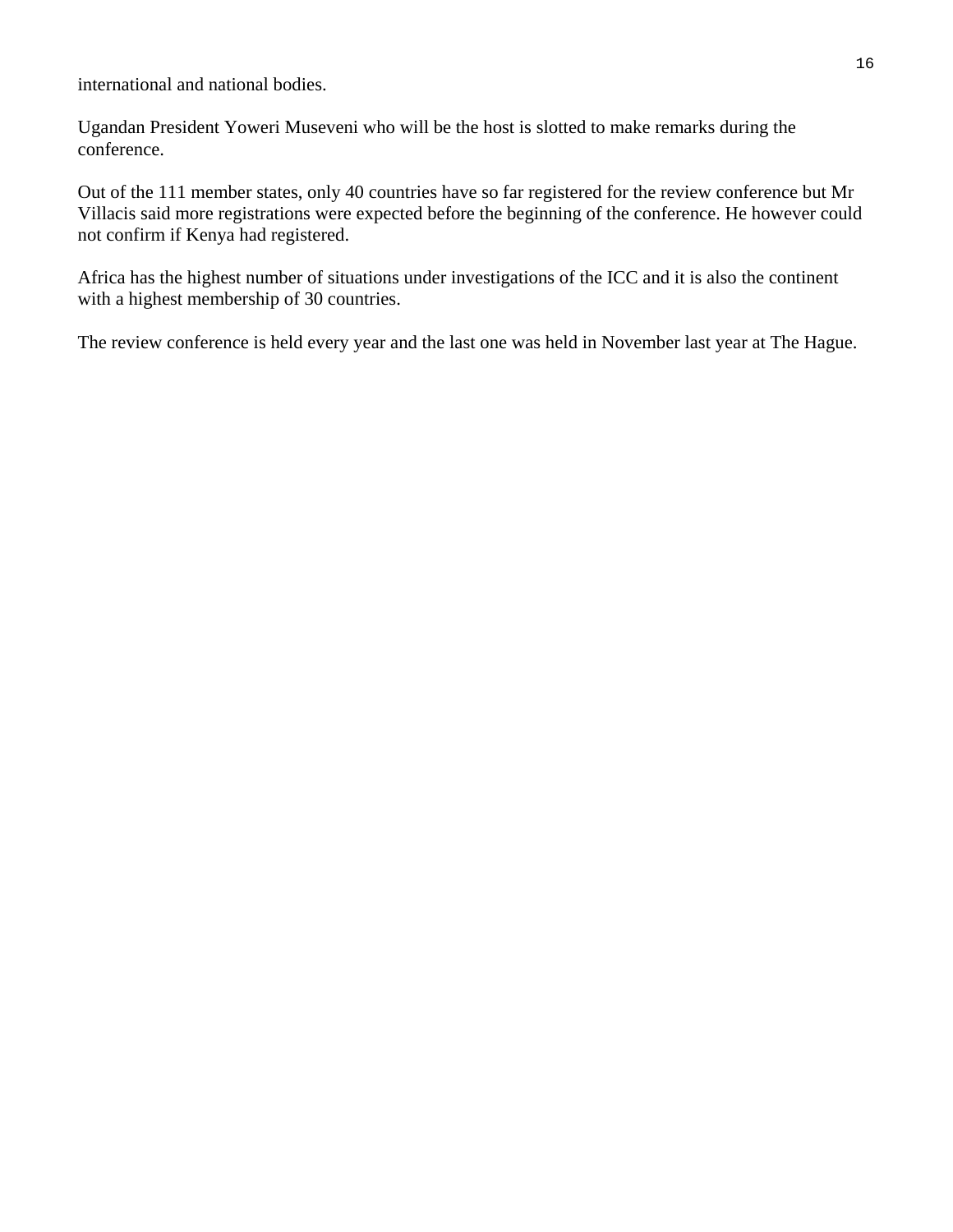international and national bodies.

Ugandan President Yoweri Museveni who will be the host is slotted to make remarks during the conference.

Out of the 111 member states, only 40 countries have so far registered for the review conference but Mr Villacis said more registrations were expected before the beginning of the conference. He however could not confirm if Kenya had registered.

Africa has the highest number of situations under investigations of the ICC and it is also the continent with a highest membership of 30 countries.

The review conference is held every year and the last one was held in November last year at The Hague.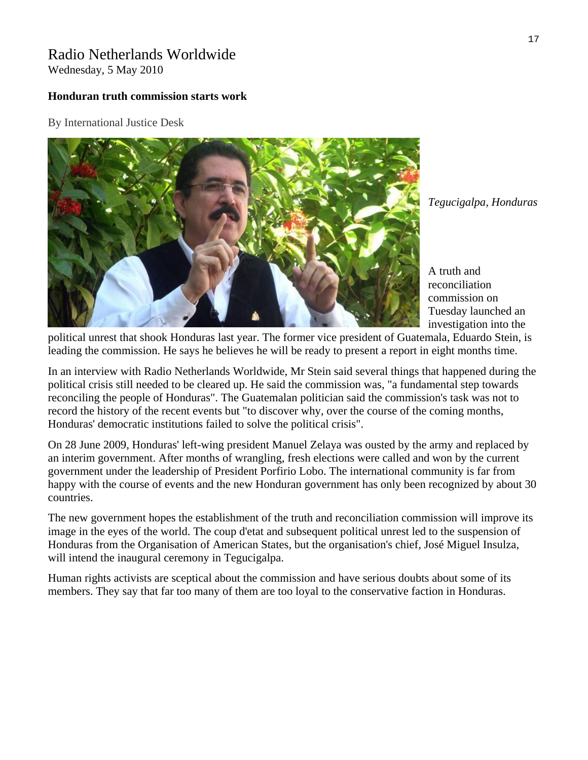# Radio Netherlands Worldwide

Wednesday, 5 May 2010

**Honduran truth commission starts work**

By International Justice Desk

*Tegucigalpa, Honduras*

A truth and reconciliation commission on Tuesday launched an investigation into the political unrest that shook Honduras last year. The former vice president of Guatemala, Eduardo Stein, is leading the commission. He says he believes he will be ready to present a report in eight months time.

In an interview with Radio Netherlands Worldwide, Mr Stein said several things that happened during the political crisis still needed to be cleared up. He said the commission was, "a fundamental step towards reconciling the people of Honduras". The Guatemalan politician said the commission's task was not to record the history of the recent events but "to discover why, over the course of the coming months, Honduras' democratic institutions failed to solve the political crisis".

On 28 June 2009, Honduras' left-wing president Manuel Zelaya was ousted by the army and replaced by an interim government. After months of wrangling, fresh elections were called and won by the current government under the leadership of President Porfirio Lobo. The international community is far from happy with the course of events and the new Honduran government has only been recognized by about 30 countries.

The new government hopes the establishment of the truth and reconciliation commission will improve its image in the eyes of the world. The coup d'etat and subsequent political unrest led to the suspension of Honduras from the Organisation of American States, but the organisation's chief, José Miguel Insulza, will intend the inaugural ceremony in Tegucigalpa.

Human rights activists are sceptical about the commission and have serious doubts about some of its members. They say that far too many of them are too loyal to the conservative faction in Honduras.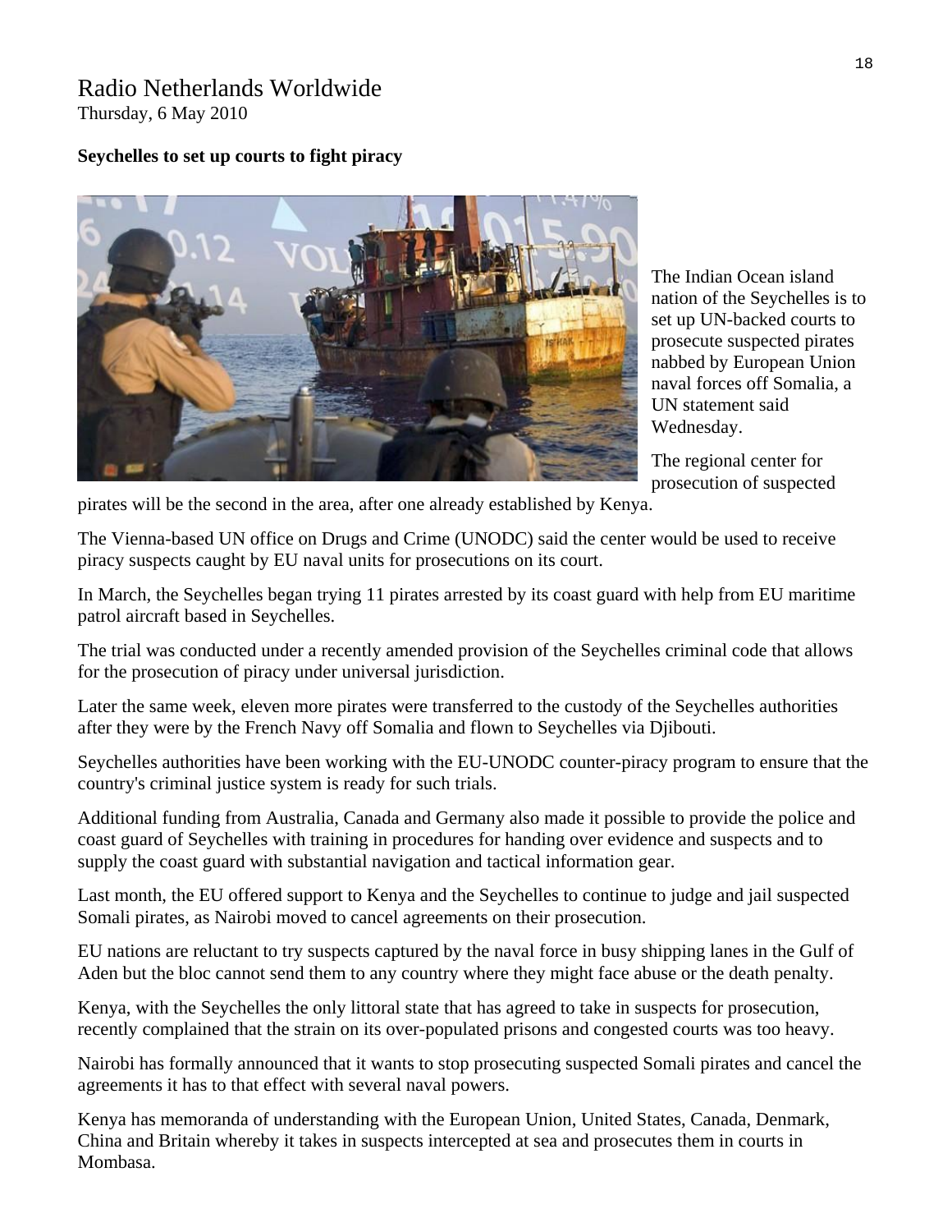# Radio Netherlands Worldwide

Thursday, 6 May 2010

**Seychelles to set up courts to fight piracy**

The Indian Ocean island nation of the Seychelles is to set up UN-backed courts to prosecute suspected pirates nabbed by European Union naval forces off Somalia, a UN statement said Wednesday.

The regional center for prosecution of suspected pirates will be the second in the area, after one already established by Kenya.

The Vienna-based UN office on Drugs and Crime (UNODC) said the center would be used to receive piracy suspects caught by EU naval units for prosecutions on its court.

In March, the Seychelles began trying 11 pirates arrested by its coast guard with help from EU maritime patrol aircraft based in Seychelles.

The trial was conducted under a recently amended provision of the Seychelles criminal code that allows for the prosecution of piracy under universal jurisdiction.

Later the same week, eleven more pirates were transferred to the custody of the Seychelles authorities after they were by the French Navy off Somalia and flown to Seychelles via Djibouti.

Seychelles authorities have been working with the EU-UNODC counter-piracy program to ensure that the country's criminal justice system is ready for such trials.

Additional funding from Australia, Canada and Germany also made it possible to provide the police and coast guard of Seychelles with training in procedures for handing over evidence and suspects and to supply the coast guard with substantial navigation and tactical information gear.

Last month, the EU offered support to Kenya and the Seychelles to continue to judge and jail suspected Somali pirates, as Nairobi moved to cancel agreements on their prosecution.

EU nations are reluctant to try suspects captured by the naval force in busy shipping lanes in the Gulf of Aden but the bloc cannot send them to any country where they might face abuse or the death penalty.

Kenya, with the Seychelles the only littoral state that has agreed to take in suspects for prosecution, recently complained that the strain on its over-populated prisons and congested courts was too heavy.

Nairobi has formally announced that it wants to stop prosecuting suspected Somali pirates and cancel the agreements it has to that effect with several naval powers.

Kenya has memoranda of understanding with the European Union, United States, Canada, Denmark, China and Britain whereby it takes in suspects intercepted at sea and prosecutes them in courts in Mombasa.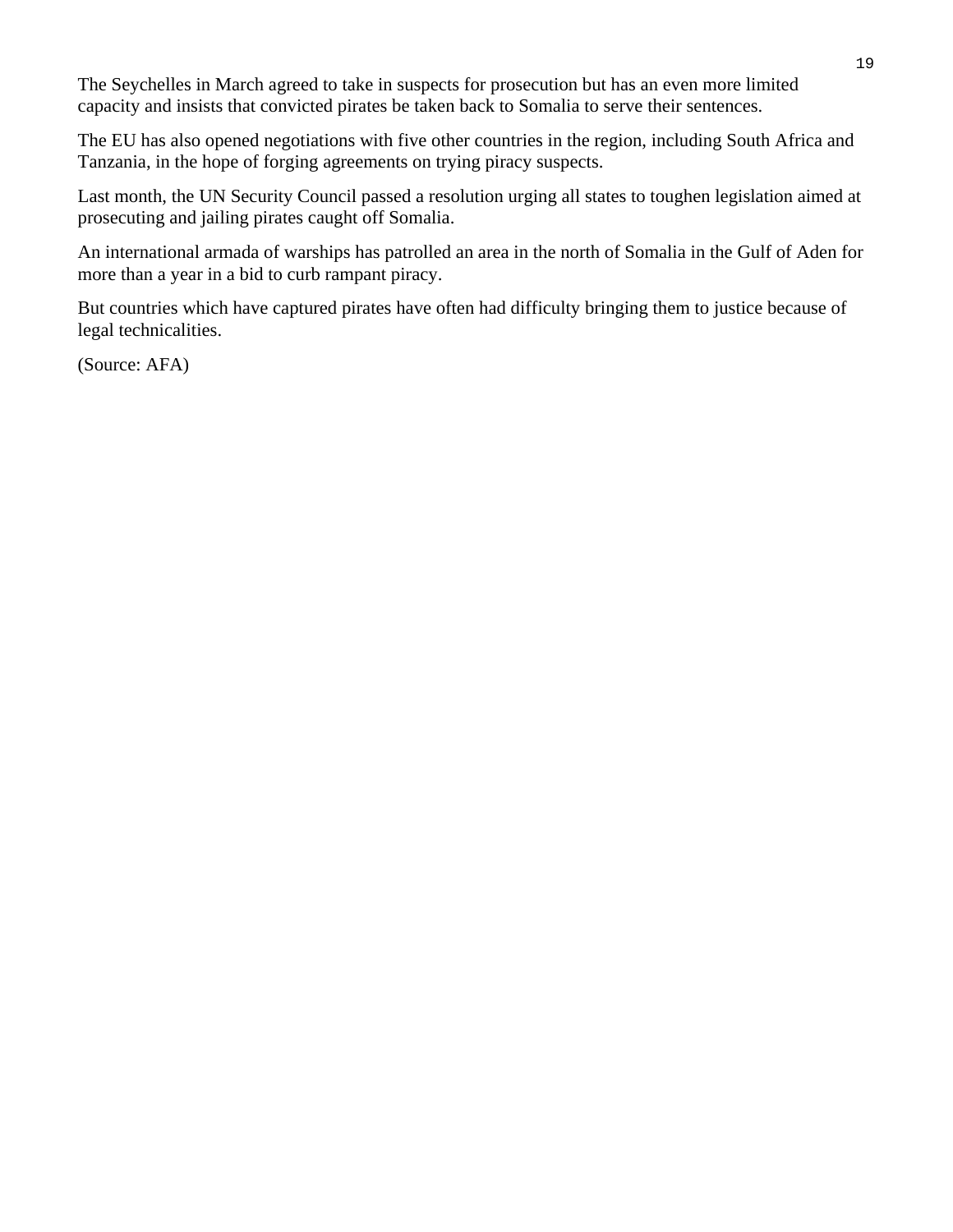The Seychelles in March agreed to take in suspects for prosecution but has an even more limited capacity and insists that convicted pirates be taken back to Somalia to serve their sentences.

The EU has also opened negotiations with five other countries in the region, including South Africa and Tanzania, in the hope of forging agreements on trying piracy suspects.

Last month, the UN Security Council passed a resolution urging all states to toughen legislation aimed at prosecuting and jailing pirates caught off Somalia.

An international armada of warships has patrolled an area in the north of Somalia in the Gulf of Aden for more than a year in a bid to curb rampant piracy.

But countries which have captured pirates have often had difficulty bringing them to justice because of legal technicalities.

(Source: AFA)